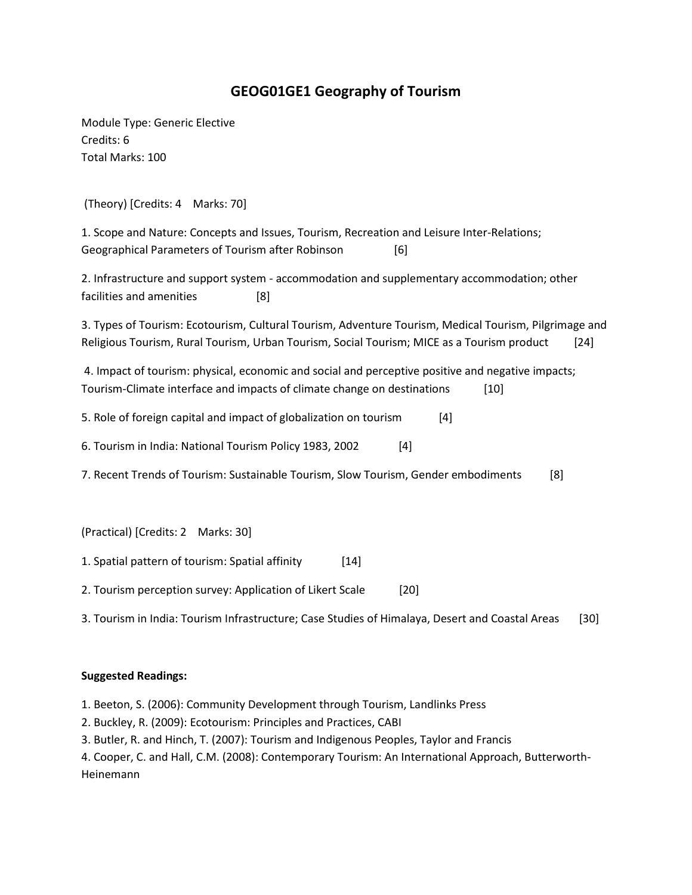# GEOG01GE1 Geography of Tourism

Module Type: Generic Elective
Credits: 6
Total Marks: 100

(Theory) [Credits: 4 Marks: 70]

1. Scope and Nature: Concepts and Issues, Tourism, Recreation and Leisure Inter-Relations; Geographical Parameters of Tourism after Robinson [6]

2. Infrastructure and support system - accommodation and supplementary accommodation; other facilities and amenities [8]

3. Types of Tourism: Ecotourism, Cultural Tourism, Adventure Tourism, Medical Tourism, Pilgrimage and Religious Tourism, Rural Tourism, Urban Tourism, Social Tourism; MICE as a Tourism product [24]

4. Impact of tourism: physical, economic and social and perceptive positive and negative impacts; Tourism-Climate interface and impacts of climate change on destinations [10]

5. Role of foreign capital and impact of globalization on tourism [4]

6. Tourism in India: National Tourism Policy 1983, 2002 [4]

7. Recent Trends of Tourism: Sustainable Tourism, Slow Tourism, Gender embodiments [8]

(Practical) [Credits: 2 Marks: 30]

1. Spatial pattern of tourism: Spatial affinity [14]

2. Tourism perception survey: Application of Likert Scale [20]

3. Tourism in India: Tourism Infrastructure; Case Studies of Himalaya, Desert and Coastal Areas [30]

**Suggested Readings:**

1. Beeton, S. (2006): Community Development through Tourism, Landlinks Press
2. Buckley, R. (2009): Ecotourism: Principles and Practices, CABI
3. Butler, R. and Hinch, T. (2007): Tourism and Indigenous Peoples, Taylor and Francis
4. Cooper, C. and Hall, C.M. (2008): Contemporary Tourism: An International Approach, Butterworth-Heinemann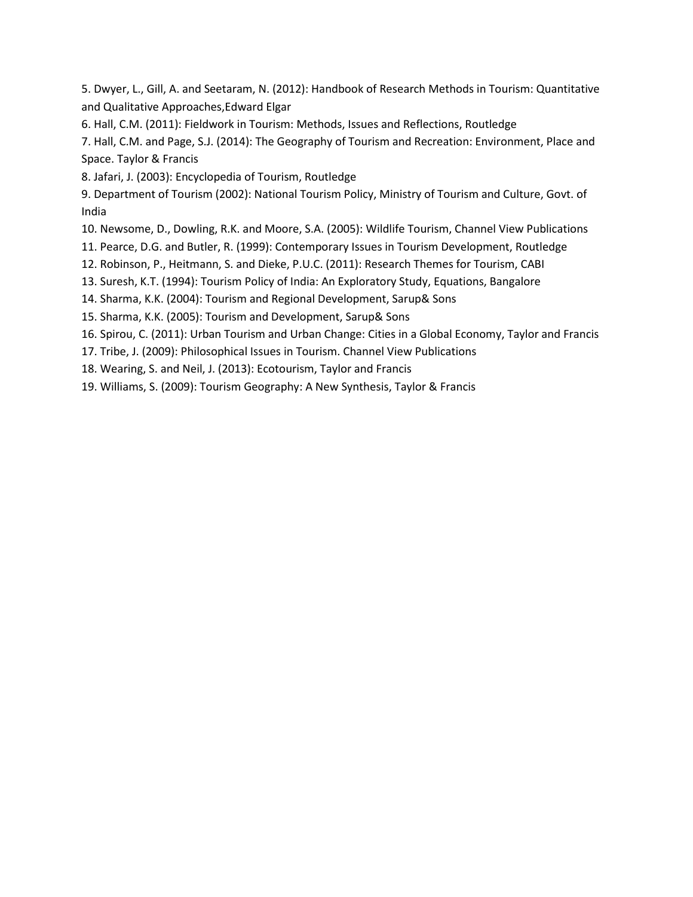5. Dwyer, L., Gill, A. and Seetaram, N. (2012): Handbook of Research Methods in Tourism: Quantitative and Qualitative Approaches,Edward Elgar
6. Hall, C.M. (2011): Fieldwork in Tourism: Methods, Issues and Reflections, Routledge
7. Hall, C.M. and Page, S.J. (2014): The Geography of Tourism and Recreation: Environment, Place and Space. Taylor & Francis
8. Jafari, J. (2003): Encyclopedia of Tourism, Routledge
9. Department of Tourism (2002): National Tourism Policy, Ministry of Tourism and Culture, Govt. of India
10. Newsome, D., Dowling, R.K. and Moore, S.A. (2005): Wildlife Tourism, Channel View Publications
11. Pearce, D.G. and Butler, R. (1999): Contemporary Issues in Tourism Development, Routledge
12. Robinson, P., Heitmann, S. and Dieke, P.U.C. (2011): Research Themes for Tourism, CABI
13. Suresh, K.T. (1994): Tourism Policy of India: An Exploratory Study, Equations, Bangalore
14. Sharma, K.K. (2004): Tourism and Regional Development, Sarup& Sons
15. Sharma, K.K. (2005): Tourism and Development, Sarup& Sons
16. Spirou, C. (2011): Urban Tourism and Urban Change: Cities in a Global Economy, Taylor and Francis
17. Tribe, J. (2009): Philosophical Issues in Tourism. Channel View Publications
18. Wearing, S. and Neil, J. (2013): Ecotourism, Taylor and Francis
19. Williams, S. (2009): Tourism Geography: A New Synthesis, Taylor & Francis